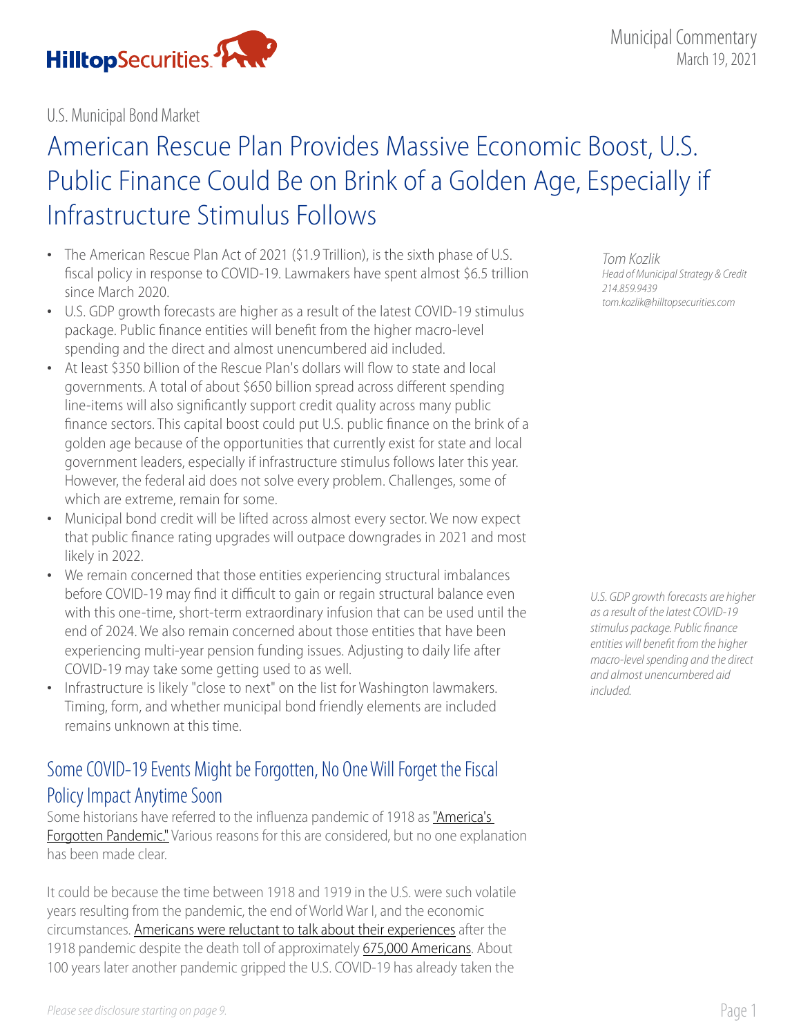Municipal Commentary
March 19, 2021

U.S. Municipal Bond Market

# American Rescue Plan Provides Massive Economic Boost, U.S. Public Finance Could Be on Brink of a Golden Age, Especially if Infrastructure Stimulus Follows

*Tom Kozlik*
*Head of Municipal Strategy & Credit*
*214.859.9439*
*tom.kozlik@hilltopsecurities.com*

- The American Rescue Plan Act of 2021 ($1.9 Trillion), is the sixth phase of U.S. fiscal policy in response to COVID-19. Lawmakers have spent almost $6.5 trillion since March 2020.
- U.S. GDP growth forecasts are higher as a result of the latest COVID-19 stimulus package. Public finance entities will benefit from the higher macro-level spending and the direct and almost unencumbered aid included.
- At least $350 billion of the Rescue Plan's dollars will flow to state and local governments. A total of about $650 billion spread across different spending line-items will also significantly support credit quality across many public finance sectors. This capital boost could put U.S. public finance on the brink of a golden age because of the opportunities that currently exist for state and local government leaders, especially if infrastructure stimulus follows later this year. However, the federal aid does not solve every problem. Challenges, some of which are extreme, remain for some.
- Municipal bond credit will be lifted across almost every sector. We now expect that public finance rating upgrades will outpace downgrades in 2021 and most likely in 2022.
- We remain concerned that those entities experiencing structural imbalances before COVID-19 may find it difficult to gain or regain structural balance even with this one-time, short-term extraordinary infusion that can be used until the end of 2024. We also remain concerned about those entities that have been experiencing multi-year pension funding issues. Adjusting to daily life after COVID-19 may take some getting used to as well.
- Infrastructure is likely "close to next" on the list for Washington lawmakers. Timing, form, and whether municipal bond friendly elements are included remains unknown at this time.

*U.S. GDP growth forecasts are higher as a result of the latest COVID-19 stimulus package. Public finance entities will benefit from the higher macro-level spending and the direct and almost unencumbered aid included.*

## Some COVID-19 Events Might be Forgotten, No One Will Forget the Fiscal Policy Impact Anytime Soon

Some historians have referred to the influenza pandemic of 1918 as "America's Forgotten Pandemic." Various reasons for this are considered, but no one explanation has been made clear.

It could be because the time between 1918 and 1919 in the U.S. were such volatile years resulting from the pandemic, the end of World War I, and the economic circumstances. Americans were reluctant to talk about their experiences after the 1918 pandemic despite the death toll of approximately 675,000 Americans. About 100 years later another pandemic gripped the U.S. COVID-19 has already taken the

*Please see disclosure starting on page 9.*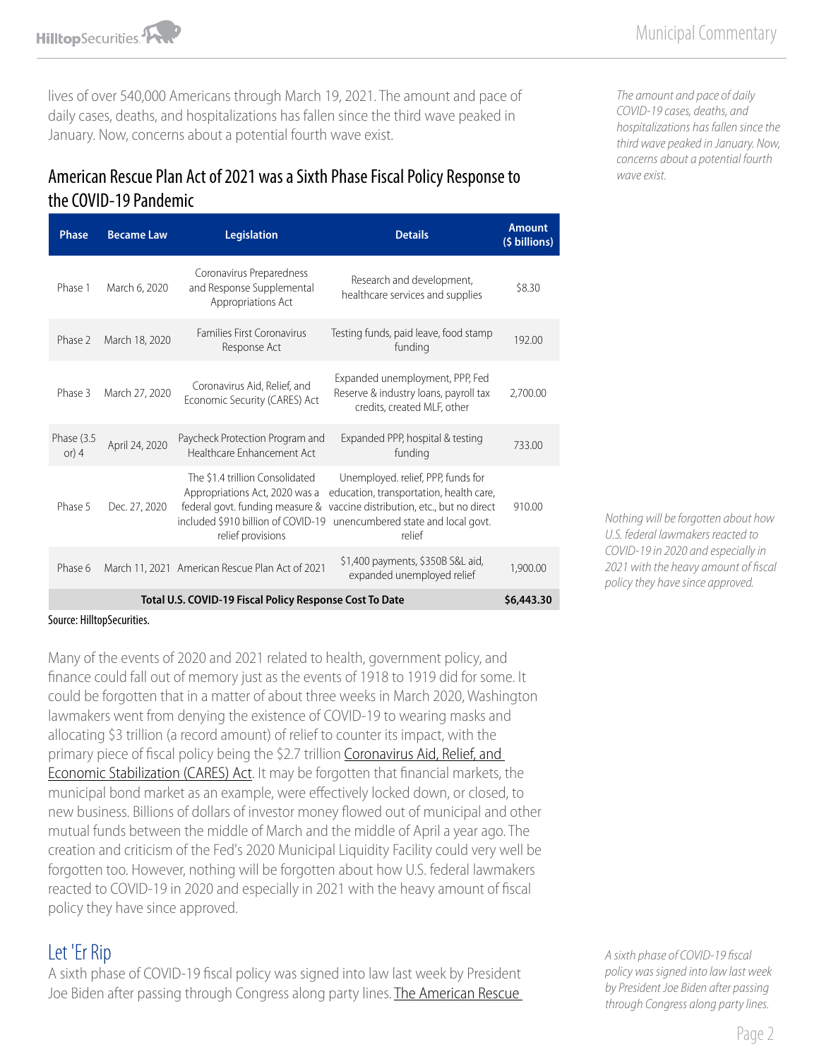lives of over 540,000 Americans through March 19, 2021. The amount and pace of daily cases, deaths, and hospitalizations has fallen since the third wave peaked in January. Now, concerns about a potential fourth wave exist.

*The amount and pace of daily COVID-19 cases, deaths, and hospitalizations has fallen since the third wave peaked in January. Now, concerns about a potential fourth wave exist.*

## American Rescue Plan Act of 2021 was a Sixth Phase Fiscal Policy Response to the COVID-19 Pandemic

| Phase | Became Law | Legislation | Details | Amount ($ billions) |
|---|---|---|---|---|
| Phase 1 | March 6, 2020 | Coronavirus Preparedness and Response Supplemental Appropriations Act | Research and development, healthcare services and supplies | $8.30 |
| Phase 2 | March 18, 2020 | Families First Coronavirus Response Act | Testing funds, paid leave, food stamp funding | 192.00 |
| Phase 3 | March 27, 2020 | Coronavirus Aid, Relief, and Economic Security (CARES) Act | Expanded unemployment, PPP, Fed Reserve & industry loans, payroll tax credits, created MLF, other | 2,700.00 |
| Phase (3.5 or) 4 | April 24, 2020 | Paycheck Protection Program and Healthcare Enhancement Act | Expanded PPP, hospital & testing funding | 733.00 |
| Phase 5 | Dec. 27, 2020 | The $1.4 trillion Consolidated Appropriations Act, 2020 was a federal govt. funding measure & included $910 billion of COVID-19 relief provisions | Unemployed. relief, PPP, funds for education, transportation, health care, vaccine distribution, etc., but no direct unencumbered state and local govt. relief | 910.00 |
| Phase 6 | March 11, 2021 | American Rescue Plan Act of 2021 | $1,400 payments, $350B S&L aid, expanded unemployed relief | 1,900.00 |
| **Total U.S. COVID-19 Fiscal Policy Response Cost To Date** | | | | **$6,443.30** |

Source: HilltopSecurities.

Many of the events of 2020 and 2021 related to health, government policy, and finance could fall out of memory just as the events of 1918 to 1919 did for some. It could be forgotten that in a matter of about three weeks in March 2020, Washington lawmakers went from denying the existence of COVID-19 to wearing masks and allocating $3 trillion (a record amount) of relief to counter its impact, with the primary piece of fiscal policy being the $2.7 trillion Coronavirus Aid, Relief, and Economic Stabilization (CARES) Act. It may be forgotten that financial markets, the municipal bond market as an example, were effectively locked down, or closed, to new business. Billions of dollars of investor money flowed out of municipal and other mutual funds between the middle of March and the middle of April a year ago. The creation and criticism of the Fed's 2020 Municipal Liquidity Facility could very well be forgotten too. However, nothing will be forgotten about how U.S. federal lawmakers reacted to COVID-19 in 2020 and especially in 2021 with the heavy amount of fiscal policy they have since approved.

*Nothing will be forgotten about how U.S. federal lawmakers reacted to COVID-19 in 2020 and especially in 2021 with the heavy amount of fiscal policy they have since approved.*

## Let 'Er Rip

A sixth phase of COVID-19 fiscal policy was signed into law last week by President Joe Biden after passing through Congress along party lines. The American Rescue

*A sixth phase of COVID-19 fiscal policy was signed into law last week by President Joe Biden after passing through Congress along party lines.*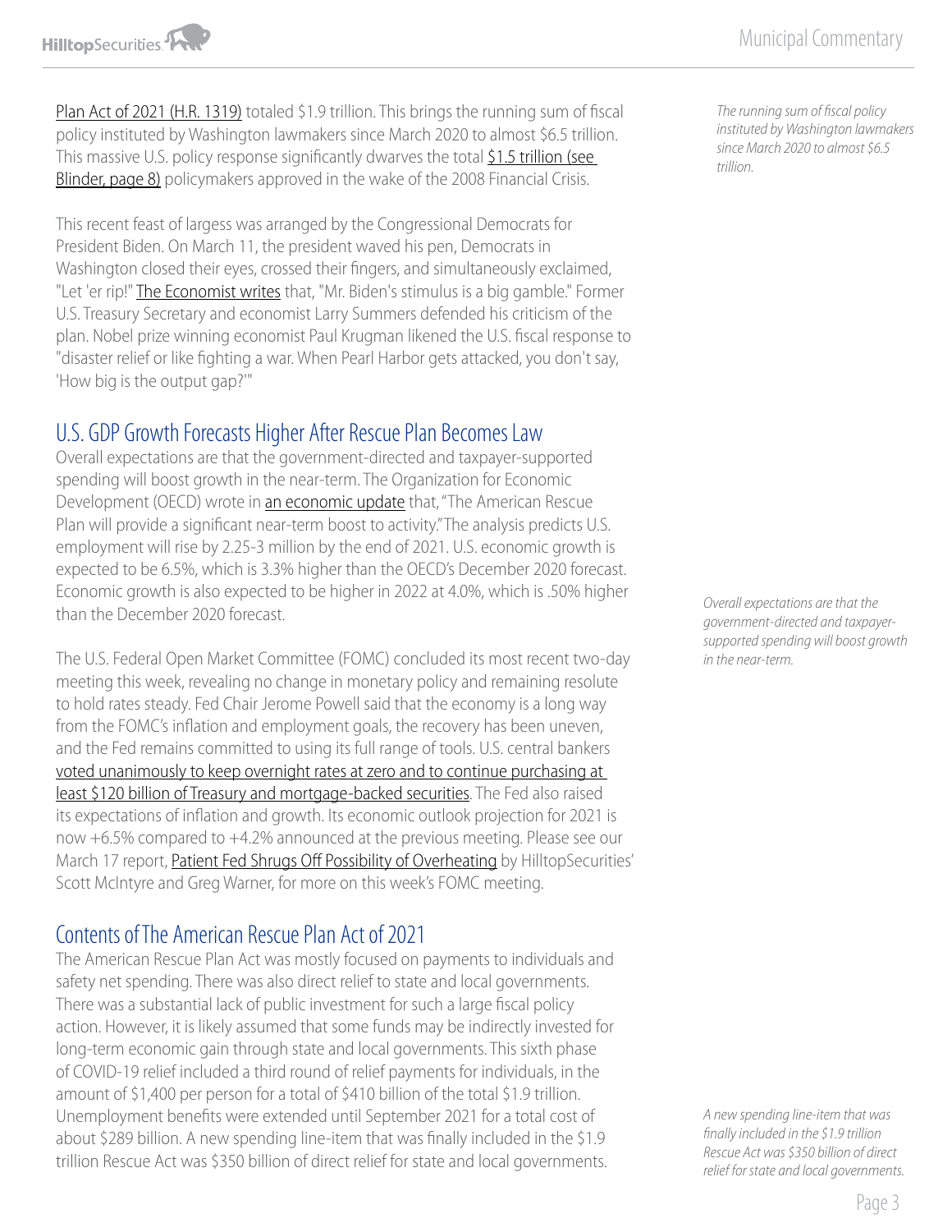Plan Act of 2021 (H.R. 1319) totaled $1.9 trillion. This brings the running sum of fiscal policy instituted by Washington lawmakers since March 2020 to almost $6.5 trillion. This massive U.S. policy response significantly dwarves the total $1.5 trillion (see Blinder, page 8) policymakers approved in the wake of the 2008 Financial Crisis.

*The running sum of fiscal policy instituted by Washington lawmakers since March 2020 to almost $6.5 trillion.*

This recent feast of largess was arranged by the Congressional Democrats for President Biden. On March 11, the president waved his pen, Democrats in Washington closed their eyes, crossed their fingers, and simultaneously exclaimed, "Let 'er rip!" The Economist writes that, "Mr. Biden's stimulus is a big gamble." Former U.S. Treasury Secretary and economist Larry Summers defended his criticism of the plan. Nobel prize winning economist Paul Krugman likened the U.S. fiscal response to "disaster relief or like fighting a war. When Pearl Harbor gets attacked, you don't say, 'How big is the output gap?'"

## U.S. GDP Growth Forecasts Higher After Rescue Plan Becomes Law

Overall expectations are that the government-directed and taxpayer-supported spending will boost growth in the near-term. The Organization for Economic Development (OECD) wrote in an economic update that, "The American Rescue Plan will provide a significant near-term boost to activity." The analysis predicts U.S. employment will rise by 2.25-3 million by the end of 2021. U.S. economic growth is expected to be 6.5%, which is 3.3% higher than the OECD's December 2020 forecast. Economic growth is also expected to be higher in 2022 at 4.0%, which is .50% higher than the December 2020 forecast.

*Overall expectations are that the government-directed and taxpayer-supported spending will boost growth in the near-term.*

The U.S. Federal Open Market Committee (FOMC) concluded its most recent two-day meeting this week, revealing no change in monetary policy and remaining resolute to hold rates steady. Fed Chair Jerome Powell said that the economy is a long way from the FOMC's inflation and employment goals, the recovery has been uneven, and the Fed remains committed to using its full range of tools. U.S. central bankers voted unanimously to keep overnight rates at zero and to continue purchasing at least $120 billion of Treasury and mortgage-backed securities. The Fed also raised its expectations of inflation and growth. Its economic outlook projection for 2021 is now +6.5% compared to +4.2% announced at the previous meeting. Please see our March 17 report, Patient Fed Shrugs Off Possibility of Overheating by HilltopSecurities' Scott McIntyre and Greg Warner, for more on this week's FOMC meeting.

## Contents of The American Rescue Plan Act of 2021

The American Rescue Plan Act was mostly focused on payments to individuals and safety net spending. There was also direct relief to state and local governments. There was a substantial lack of public investment for such a large fiscal policy action. However, it is likely assumed that some funds may be indirectly invested for long-term economic gain through state and local governments. This sixth phase of COVID-19 relief included a third round of relief payments for individuals, in the amount of $1,400 per person for a total of $410 billion of the total $1.9 trillion. Unemployment benefits were extended until September 2021 for a total cost of about $289 billion. A new spending line-item that was finally included in the $1.9 trillion Rescue Act was $350 billion of direct relief for state and local governments.

*A new spending line-item that was finally included in the $1.9 trillion Rescue Act was $350 billion of direct relief for state and local governments.*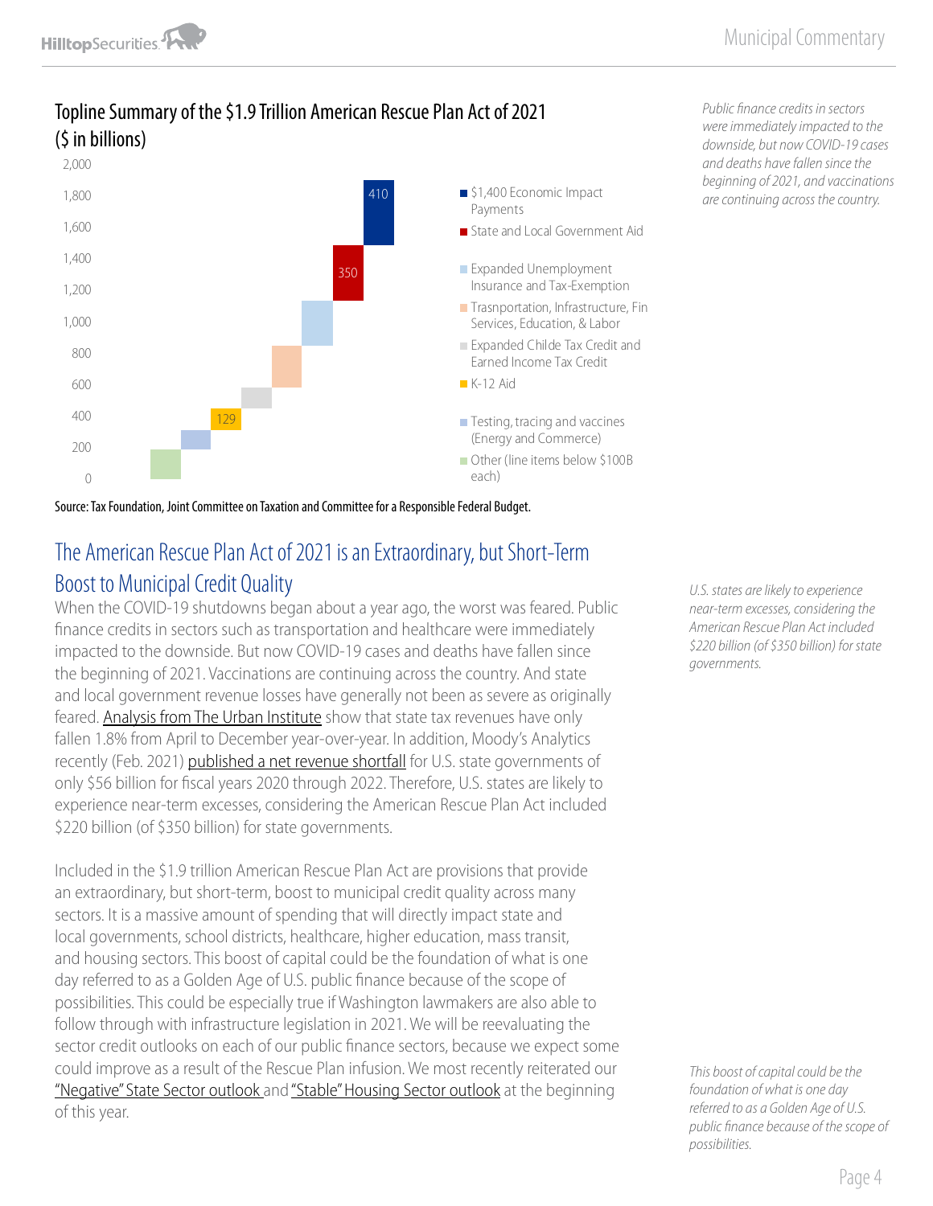## Topline Summary of the $1.9 Trillion American Rescue Plan Act of 2021 ($ in billions)

2,000
1,800
1,600
1,400
1,200
1,000
800
600
400
200
0

410
350
129

- $1,400 Economic Impact Payments
- State and Local Government Aid
- Expanded Unemployment Insurance and Tax-Exemption
- Trasnportation, Infrastructure, Fin Services, Education, & Labor
- Expanded Childe Tax Credit and Earned Income Tax Credit
- K-12 Aid
- Testing, tracing and vaccines (Energy and Commerce)
- Other (line items below $100B each)

Source: Tax Foundation, Joint Committee on Taxation and Committee for a Responsible Federal Budget.

*Public finance credits in sectors were immediately impacted to the downside, but now COVID-19 cases and deaths have fallen since the beginning of 2021, and vaccinations are continuing across the country.*

## The American Rescue Plan Act of 2021 is an Extraordinary, but Short-Term Boost to Municipal Credit Quality

When the COVID-19 shutdowns began about a year ago, the worst was feared. Public finance credits in sectors such as transportation and healthcare were immediately impacted to the downside. But now COVID-19 cases and deaths have fallen since the beginning of 2021. Vaccinations are continuing across the country. And state and local government revenue losses have generally not been as severe as originally feared. Analysis from The Urban Institute show that state tax revenues have only fallen 1.8% from April to December year-over-year. In addition, Moody's Analytics recently (Feb. 2021) published a net revenue shortfall for U.S. state governments of only $56 billion for fiscal years 2020 through 2022. Therefore, U.S. states are likely to experience near-term excesses, considering the American Rescue Plan Act included $220 billion (of $350 billion) for state governments.

*U.S. states are likely to experience near-term excesses, considering the American Rescue Plan Act included $220 billion (of $350 billion) for state governments.*

Included in the $1.9 trillion American Rescue Plan Act are provisions that provide an extraordinary, but short-term, boost to municipal credit quality across many sectors. It is a massive amount of spending that will directly impact state and local governments, school districts, healthcare, higher education, mass transit, and housing sectors. This boost of capital could be the foundation of what is one day referred to as a Golden Age of U.S. public finance because of the scope of possibilities. This could be especially true if Washington lawmakers are also able to follow through with infrastructure legislation in 2021. We will be reevaluating the sector credit outlooks on each of our public finance sectors, because we expect some could improve as a result of the Rescue Plan infusion. We most recently reiterated our "Negative" State Sector outlook and "Stable" Housing Sector outlook at the beginning of this year.

*This boost of capital could be the foundation of what is one day referred to as a Golden Age of U.S. public finance because of the scope of possibilities.*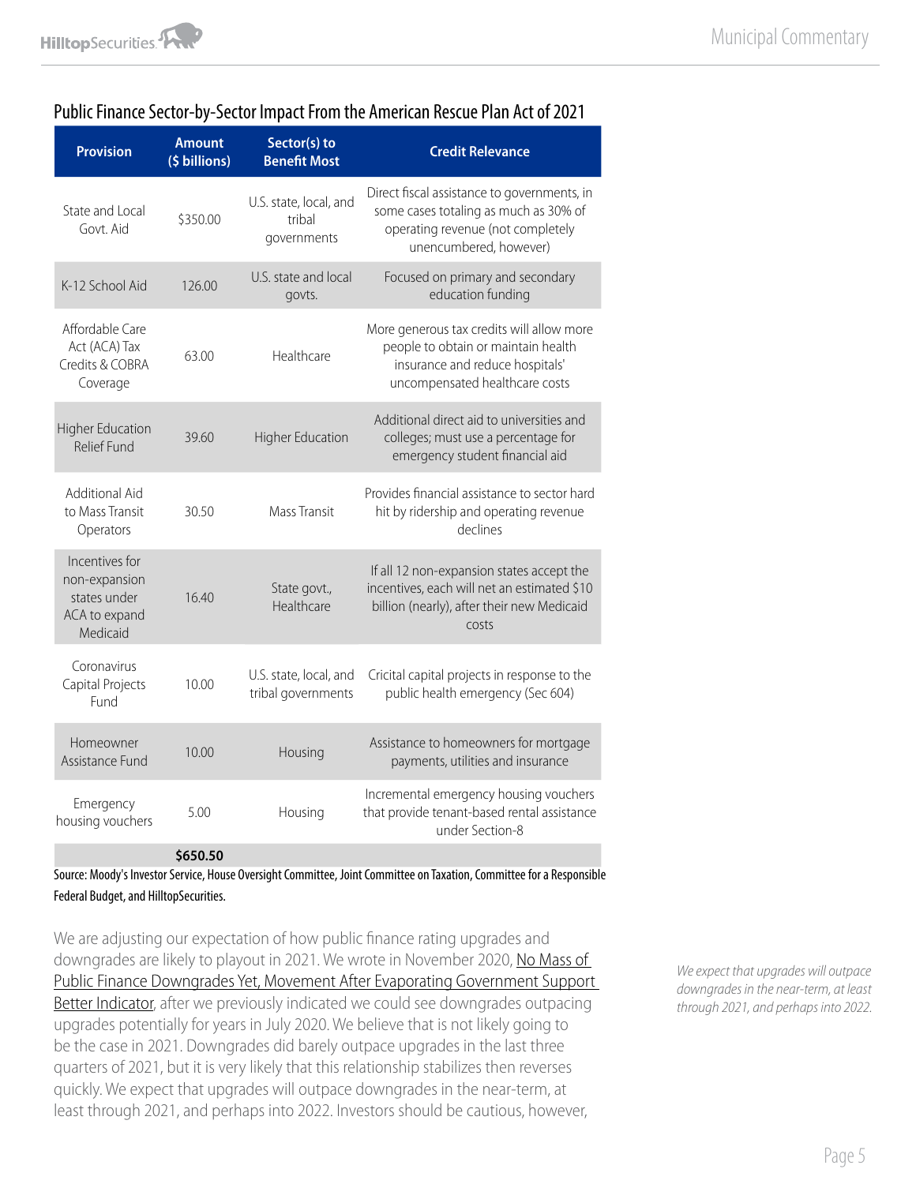## Public Finance Sector-by-Sector Impact From the American Rescue Plan Act of 2021

| Provision | Amount ($ billions) | Sector(s) to Benefit Most | Credit Relevance |
|---|---|---|---|
| State and Local Govt. Aid | $350.00 | U.S. state, local, and tribal governments | Direct fiscal assistance to governments, in some cases totaling as much as 30% of operating revenue (not completely unencumbered, however) |
| K-12 School Aid | 126.00 | U.S. state and local govts. | Focused on primary and secondary education funding |
| Affordable Care Act (ACA) Tax Credits & COBRA Coverage | 63.00 | Healthcare | More generous tax credits will allow more people to obtain or maintain health insurance and reduce hospitals' uncompensated healthcare costs |
| Higher Education Relief Fund | 39.60 | Higher Education | Additional direct aid to universities and colleges; must use a percentage for emergency student financial aid |
| Additional Aid to Mass Transit Operators | 30.50 | Mass Transit | Provides financial assistance to sector hard hit by ridership and operating revenue declines |
| Incentives for non-expansion states under ACA to expand Medicaid | 16.40 | State govt., Healthcare | If all 12 non-expansion states accept the incentives, each will net an estimated $10 billion (nearly), after their new Medicaid costs |
| Coronavirus Capital Projects Fund | 10.00 | U.S. state, local, and tribal governments | Cricital capital projects in response to the public health emergency (Sec 604) |
| Homeowner Assistance Fund | 10.00 | Housing | Assistance to homeowners for mortgage payments, utilities and insurance |
| Emergency housing vouchers | 5.00 | Housing | Incremental emergency housing vouchers that provide tenant-based rental assistance under Section-8 |
| | **$650.50** | | |

Source: Moody's Investor Service, House Oversight Committee, Joint Committee on Taxation, Committee for a Responsible Federal Budget, and HilltopSecurities.

*We expect that upgrades will outpace downgrades in the near-term, at least through 2021, and perhaps into 2022.*

We are adjusting our expectation of how public finance rating upgrades and downgrades are likely to playout in 2021. We wrote in November 2020, No Mass of Public Finance Downgrades Yet, Movement After Evaporating Government Support Better Indicator, after we previously indicated we could see downgrades outpacing upgrades potentially for years in July 2020. We believe that is not likely going to be the case in 2021. Downgrades did barely outpace upgrades in the last three quarters of 2021, but it is very likely that this relationship stabilizes then reverses quickly. We expect that upgrades will outpace downgrades in the near-term, at least through 2021, and perhaps into 2022. Investors should be cautious, however,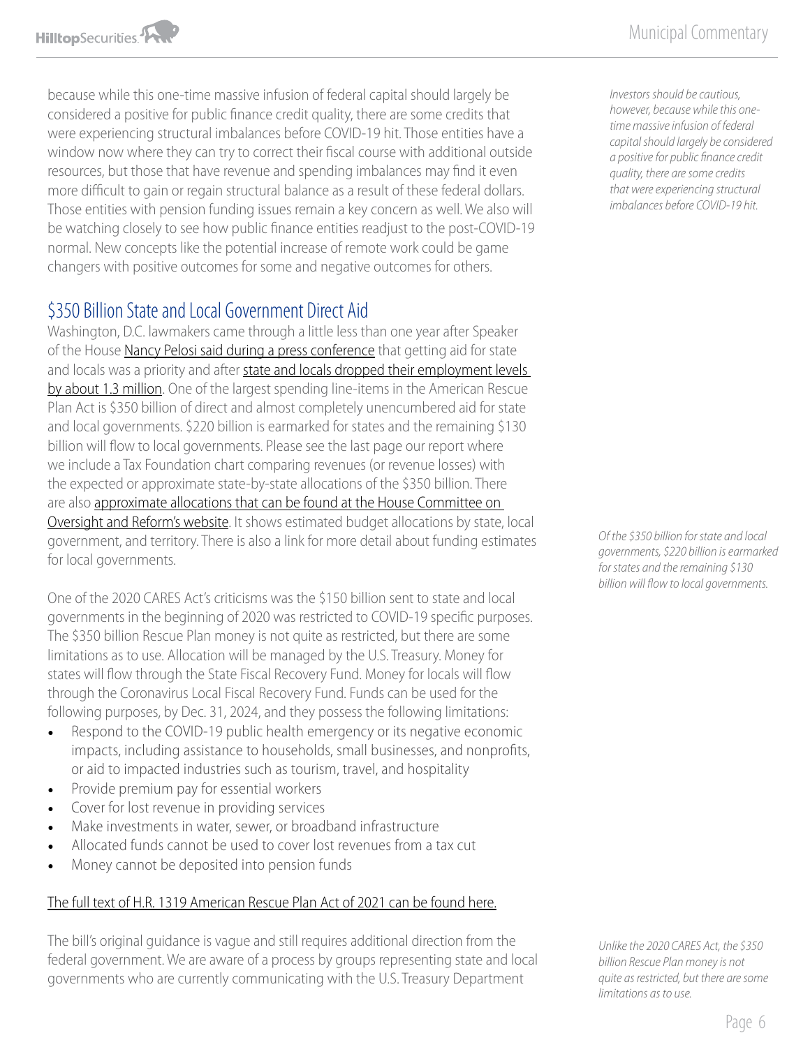because while this one-time massive infusion of federal capital should largely be considered a positive for public finance credit quality, there are some credits that were experiencing structural imbalances before COVID-19 hit. Those entities have a window now where they can try to correct their fiscal course with additional outside resources, but those that have revenue and spending imbalances may find it even more difficult to gain or regain structural balance as a result of these federal dollars. Those entities with pension funding issues remain a key concern as well. We also will be watching closely to see how public finance entities readjust to the post-COVID-19 normal. New concepts like the potential increase of remote work could be game changers with positive outcomes for some and negative outcomes for others.

*Investors should be cautious, however, because while this one-time massive infusion of federal capital should largely be considered a positive for public finance credit quality, there are some credits that were experiencing structural imbalances before COVID-19 hit.*

## $350 Billion State and Local Government Direct Aid

Washington, D.C. lawmakers came through a little less than one year after Speaker of the House Nancy Pelosi said during a press conference that getting aid for state and locals was a priority and after state and locals dropped their employment levels by about 1.3 million. One of the largest spending line-items in the American Rescue Plan Act is $350 billion of direct and almost completely unencumbered aid for state and local governments. $220 billion is earmarked for states and the remaining $130 billion will flow to local governments. Please see the last page our report where we include a Tax Foundation chart comparing revenues (or revenue losses) with the expected or approximate state-by-state allocations of the $350 billion. There are also approximate allocations that can be found at the House Committee on Oversight and Reform's website. It shows estimated budget allocations by state, local government, and territory. There is also a link for more detail about funding estimates for local governments.

*Of the $350 billion for state and local governments, $220 billion is earmarked for states and the remaining $130 billion will flow to local governments.*

One of the 2020 CARES Act's criticisms was the $150 billion sent to state and local governments in the beginning of 2020 was restricted to COVID-19 specific purposes. The $350 billion Rescue Plan money is not quite as restricted, but there are some limitations as to use. Allocation will be managed by the U.S. Treasury. Money for states will flow through the State Fiscal Recovery Fund. Money for locals will flow through the Coronavirus Local Fiscal Recovery Fund. Funds can be used for the following purposes, by Dec. 31, 2024, and they possess the following limitations:

- Respond to the COVID-19 public health emergency or its negative economic impacts, including assistance to households, small businesses, and nonprofits, or aid to impacted industries such as tourism, travel, and hospitality
- Provide premium pay for essential workers
- Cover for lost revenue in providing services
- Make investments in water, sewer, or broadband infrastructure
- Allocated funds cannot be used to cover lost revenues from a tax cut
- Money cannot be deposited into pension funds

The full text of H.R. 1319 American Rescue Plan Act of 2021 can be found here.

The bill's original guidance is vague and still requires additional direction from the federal government. We are aware of a process by groups representing state and local governments who are currently communicating with the U.S. Treasury Department

*Unlike the 2020 CARES Act, the $350 billion Rescue Plan money is not quite as restricted, but there are some limitations as to use.*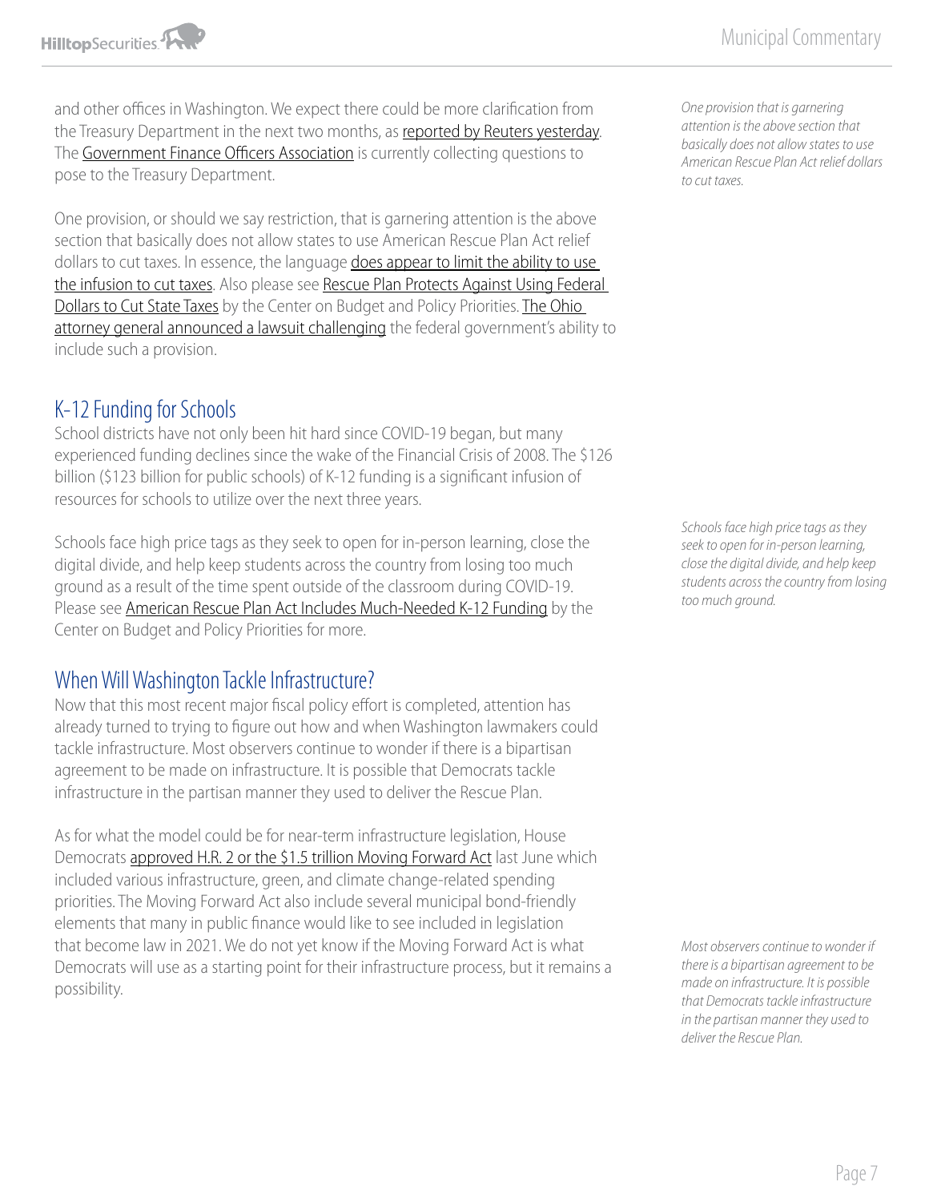and other offices in Washington. We expect there could be more clarification from the Treasury Department in the next two months, as reported by Reuters yesterday. The Government Finance Officers Association is currently collecting questions to pose to the Treasury Department.

One provision, or should we say restriction, that is garnering attention is the above section that basically does not allow states to use American Rescue Plan Act relief dollars to cut taxes. In essence, the language does appear to limit the ability to use the infusion to cut taxes. Also please see Rescue Plan Protects Against Using Federal Dollars to Cut State Taxes by the Center on Budget and Policy Priorities. The Ohio attorney general announced a lawsuit challenging the federal government's ability to include such a provision.

*One provision that is garnering attention is the above section that basically does not allow states to use American Rescue Plan Act relief dollars to cut taxes.*

## K-12 Funding for Schools

School districts have not only been hit hard since COVID-19 began, but many experienced funding declines since the wake of the Financial Crisis of 2008. The $126 billion ($123 billion for public schools) of K-12 funding is a significant infusion of resources for schools to utilize over the next three years.

Schools face high price tags as they seek to open for in-person learning, close the digital divide, and help keep students across the country from losing too much ground as a result of the time spent outside of the classroom during COVID-19. Please see American Rescue Plan Act Includes Much-Needed K-12 Funding by the Center on Budget and Policy Priorities for more.

*Schools face high price tags as they seek to open for in-person learning, close the digital divide, and help keep students across the country from losing too much ground.*

## When Will Washington Tackle Infrastructure?

Now that this most recent major fiscal policy effort is completed, attention has already turned to trying to figure out how and when Washington lawmakers could tackle infrastructure. Most observers continue to wonder if there is a bipartisan agreement to be made on infrastructure. It is possible that Democrats tackle infrastructure in the partisan manner they used to deliver the Rescue Plan.

As for what the model could be for near-term infrastructure legislation, House Democrats approved H.R. 2 or the $1.5 trillion Moving Forward Act last June which included various infrastructure, green, and climate change-related spending priorities. The Moving Forward Act also include several municipal bond-friendly elements that many in public finance would like to see included in legislation that become law in 2021. We do not yet know if the Moving Forward Act is what Democrats will use as a starting point for their infrastructure process, but it remains a possibility.

*Most observers continue to wonder if there is a bipartisan agreement to be made on infrastructure. It is possible that Democrats tackle infrastructure in the partisan manner they used to deliver the Rescue Plan.*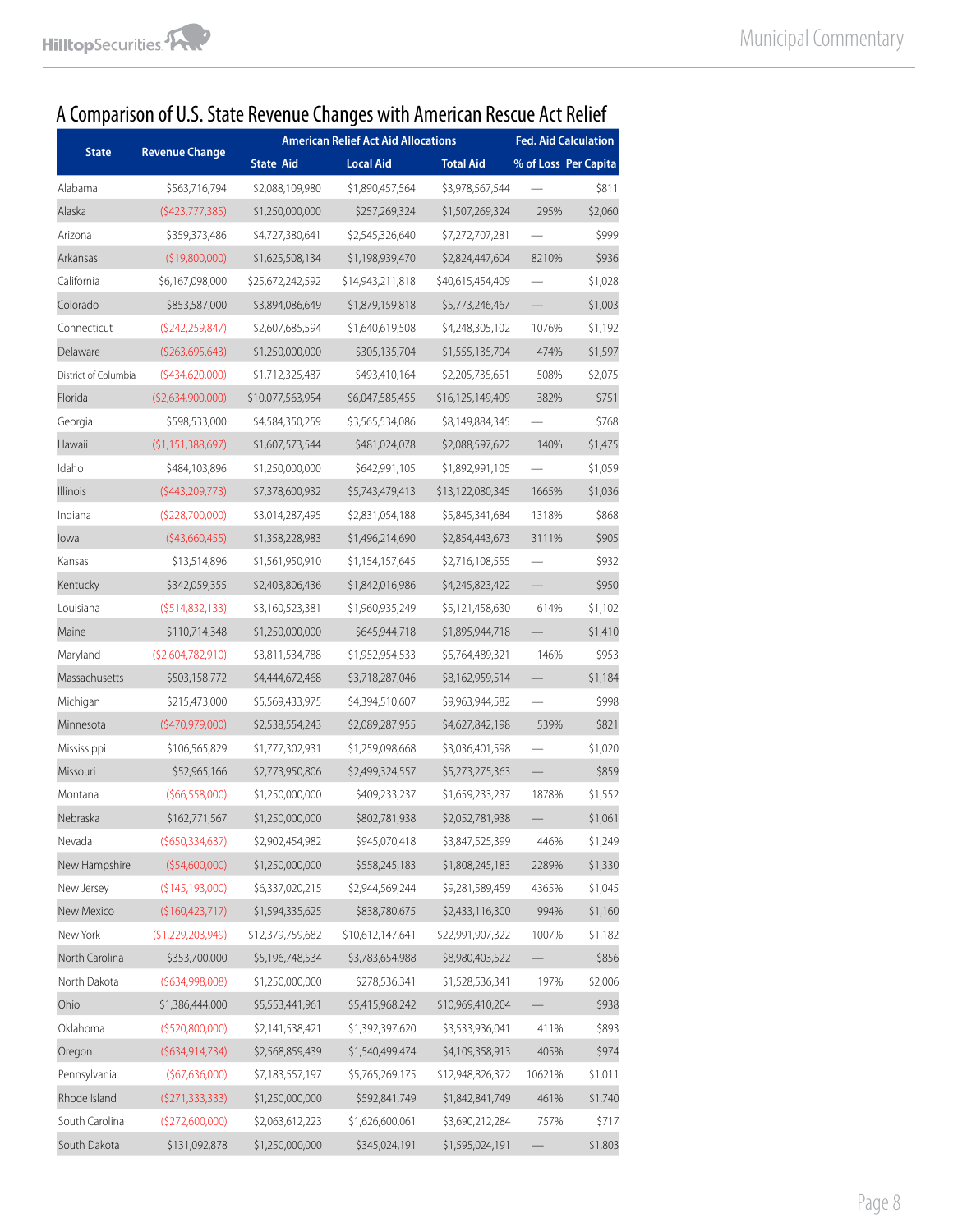## A Comparison of U.S. State Revenue Changes with American Rescue Act Relief

| State | Revenue Change | American Relief Act Aid Allocations | | | Fed. Aid Calculation | |
|---|---|---|---|---|---|---|
| | | State Aid | Local Aid | Total Aid | % of Loss | Per Capita |
| Alabama | $563,716,794 | $2,088,109,980 | $1,890,457,564 | $3,978,567,544 | — | $811 |
| Alaska | ($423,777,385) | $1,250,000,000 | $257,269,324 | $1,507,269,324 | 295% | $2,060 |
| Arizona | $359,373,486 | $4,727,380,641 | $2,545,326,640 | $7,272,707,281 | — | $999 |
| Arkansas | ($19,800,000) | $1,625,508,134 | $1,198,939,470 | $2,824,447,604 | 8210% | $936 |
| California | $6,167,098,000 | $25,672,242,592 | $14,943,211,818 | $40,615,454,409 | — | $1,028 |
| Colorado | $853,587,000 | $3,894,086,649 | $1,879,159,818 | $5,773,246,467 | — | $1,003 |
| Connecticut | ($242,259,847) | $2,607,685,594 | $1,640,619,508 | $4,248,305,102 | 1076% | $1,192 |
| Delaware | ($263,695,643) | $1,250,000,000 | $305,135,704 | $1,555,135,704 | 474% | $1,597 |
| District of Columbia | ($434,620,000) | $1,712,325,487 | $493,410,164 | $2,205,735,651 | 508% | $2,075 |
| Florida | ($2,634,900,000) | $10,077,563,954 | $6,047,585,455 | $16,125,149,409 | 382% | $751 |
| Georgia | $598,533,000 | $4,584,350,259 | $3,565,534,086 | $8,149,884,345 | — | $768 |
| Hawaii | ($1,151,388,697) | $1,607,573,544 | $481,024,078 | $2,088,597,622 | 140% | $1,475 |
| Idaho | $484,103,896 | $1,250,000,000 | $642,991,105 | $1,892,991,105 | — | $1,059 |
| Illinois | ($443,209,773) | $7,378,600,932 | $5,743,479,413 | $13,122,080,345 | 1665% | $1,036 |
| Indiana | ($228,700,000) | $3,014,287,495 | $2,831,054,188 | $5,845,341,684 | 1318% | $868 |
| Iowa | ($43,660,455) | $1,358,228,983 | $1,496,214,690 | $2,854,443,673 | 3111% | $905 |
| Kansas | $13,514,896 | $1,561,950,910 | $1,154,157,645 | $2,716,108,555 | — | $932 |
| Kentucky | $342,059,355 | $2,403,806,436 | $1,842,016,986 | $4,245,823,422 | — | $950 |
| Louisiana | ($514,832,133) | $3,160,523,381 | $1,960,935,249 | $5,121,458,630 | 614% | $1,102 |
| Maine | $110,714,348 | $1,250,000,000 | $645,944,718 | $1,895,944,718 | — | $1,410 |
| Maryland | ($2,604,782,910) | $3,811,534,788 | $1,952,954,533 | $5,764,489,321 | 146% | $953 |
| Massachusetts | $503,158,772 | $4,444,672,468 | $3,718,287,046 | $8,162,959,514 | — | $1,184 |
| Michigan | $215,473,000 | $5,569,433,975 | $4,394,510,607 | $9,963,944,582 | — | $998 |
| Minnesota | ($470,979,000) | $2,538,554,243 | $2,089,287,955 | $4,627,842,198 | 539% | $821 |
| Mississippi | $106,565,829 | $1,777,302,931 | $1,259,098,668 | $3,036,401,598 | — | $1,020 |
| Missouri | $52,965,166 | $2,773,950,806 | $2,499,324,557 | $5,273,275,363 | — | $859 |
| Montana | ($66,558,000) | $1,250,000,000 | $409,233,237 | $1,659,233,237 | 1878% | $1,552 |
| Nebraska | $162,771,567 | $1,250,000,000 | $802,781,938 | $2,052,781,938 | — | $1,061 |
| Nevada | ($650,334,637) | $2,902,454,982 | $945,070,418 | $3,847,525,399 | 446% | $1,249 |
| New Hampshire | ($54,600,000) | $1,250,000,000 | $558,245,183 | $1,808,245,183 | 2289% | $1,330 |
| New Jersey | ($145,193,000) | $6,337,020,215 | $2,944,569,244 | $9,281,589,459 | 4365% | $1,045 |
| New Mexico | ($160,423,717) | $1,594,335,625 | $838,780,675 | $2,433,116,300 | 994% | $1,160 |
| New York | ($1,229,203,949) | $12,379,759,682 | $10,612,147,641 | $22,991,907,322 | 1007% | $1,182 |
| North Carolina | $353,700,000 | $5,196,748,534 | $3,783,654,988 | $8,980,403,522 | — | $856 |
| North Dakota | ($634,998,008) | $1,250,000,000 | $278,536,341 | $1,528,536,341 | 197% | $2,006 |
| Ohio | $1,386,444,000 | $5,553,441,961 | $5,415,968,242 | $10,969,410,204 | — | $938 |
| Oklahoma | ($520,800,000) | $2,141,538,421 | $1,392,397,620 | $3,533,936,041 | 411% | $893 |
| Oregon | ($634,914,734) | $2,568,859,439 | $1,540,499,474 | $4,109,358,913 | 405% | $974 |
| Pennsylvania | ($67,636,000) | $7,183,557,197 | $5,765,269,175 | $12,948,826,372 | 10621% | $1,011 |
| Rhode Island | ($271,333,333) | $1,250,000,000 | $592,841,749 | $1,842,841,749 | 461% | $1,740 |
| South Carolina | ($272,600,000) | $2,063,612,223 | $1,626,600,061 | $3,690,212,284 | 757% | $717 |
| South Dakota | $131,092,878 | $1,250,000,000 | $345,024,191 | $1,595,024,191 | — | $1,803 |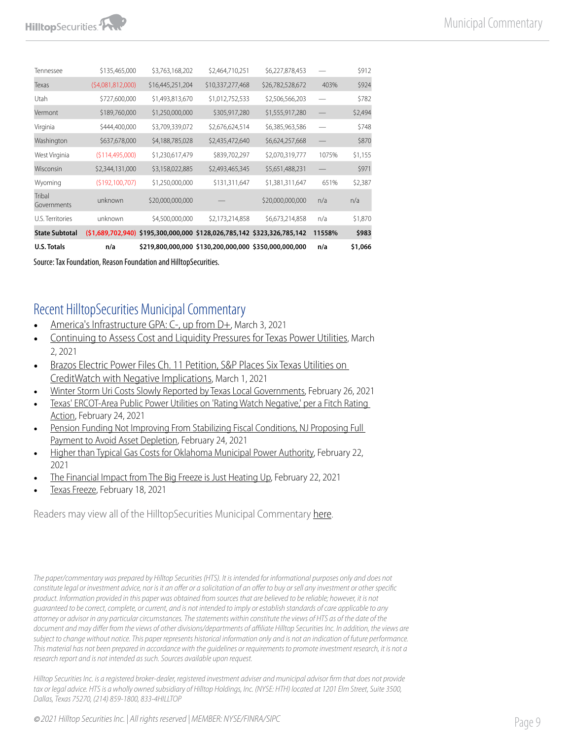| | | | | | | |
|---|---|---|---|---|---|---|
| Tennessee | $135,465,000 | $3,763,168,202 | $2,464,710,251 | $6,227,878,453 | — | $912 |
| Texas | ($4,081,812,000) | $16,445,251,204 | $10,337,277,468 | $26,782,528,672 | 403% | $924 |
| Utah | $727,600,000 | $1,493,813,670 | $1,012,752,533 | $2,506,566,203 | — | $782 |
| Vermont | $189,760,000 | $1,250,000,000 | $305,917,280 | $1,555,917,280 | — | $2,494 |
| Virginia | $444,400,000 | $3,709,339,072 | $2,676,624,514 | $6,385,963,586 | — | $748 |
| Washington | $637,678,000 | $4,188,785,028 | $2,435,472,640 | $6,624,257,668 | — | $870 |
| West Virginia | ($114,495,000) | $1,230,617,479 | $839,702,297 | $2,070,319,777 | 1075% | $1,155 |
| Wisconsin | $2,344,131,000 | $3,158,022,885 | $2,493,465,345 | $5,651,488,231 | — | $971 |
| Wyoming | ($192,100,707) | $1,250,000,000 | $131,311,647 | $1,381,311,647 | 651% | $2,387 |
| Tribal Governments | unknown | $20,000,000,000 | — | $20,000,000,000 | n/a | n/a |
| U.S. Territories | unknown | $4,500,000,000 | $2,173,214,858 | $6,673,214,858 | n/a | $1,870 |
| **State Subtotal** | **($1,689,702,940)** | **$195,300,000,000** | **$128,026,785,142** | **$323,326,785,142** | **11558%** | **$983** |
| **U.S. Totals** | **n/a** | **$219,800,000,000** | **$130,200,000,000** | **$350,000,000,000** | **n/a** | **$1,066** |

Source: Tax Foundation, Reason Foundation and HilltopSecurities.

## Recent HilltopSecurities Municipal Commentary

- America's Infrastructure GPA: C-, up from D+, March 3, 2021
- Continuing to Assess Cost and Liquidity Pressures for Texas Power Utilities, March 2, 2021
- Brazos Electric Power Files Ch. 11 Petition, S&P Places Six Texas Utilities on CreditWatch with Negative Implications, March 1, 2021
- Winter Storm Uri Costs Slowly Reported by Texas Local Governments, February 26, 2021
- Texas' ERCOT-Area Public Power Utilities on 'Rating Watch Negative,' per a Fitch Rating Action, February 24, 2021
- Pension Funding Not Improving From Stabilizing Fiscal Conditions, NJ Proposing Full Payment to Avoid Asset Depletion, February 24, 2021
- Higher than Typical Gas Costs for Oklahoma Municipal Power Authority, February 22, 2021
- The Financial Impact from The Big Freeze is Just Heating Up, February 22, 2021
- Texas Freeze, February 18, 2021

Readers may view all of the HilltopSecurities Municipal Commentary here.

*The paper/commentary was prepared by Hilltop Securities (HTS). It is intended for informational purposes only and does not constitute legal or investment advice, nor is it an offer or a solicitation of an offer to buy or sell any investment or other specific product. Information provided in this paper was obtained from sources that are believed to be reliable; however, it is not guaranteed to be correct, complete, or current, and is not intended to imply or establish standards of care applicable to any attorney or advisor in any particular circumstances. The statements within constitute the views of HTS as of the date of the document and may differ from the views of other divisions/departments of affiliate Hilltop Securities Inc. In addition, the views are subject to change without notice. This paper represents historical information only and is not an indication of future performance. This material has not been prepared in accordance with the guidelines or requirements to promote investment research, it is not a research report and is not intended as such. Sources available upon request.*

*Hilltop Securities Inc. is a registered broker-dealer, registered investment adviser and municipal advisor firm that does not provide tax or legal advice. HTS is a wholly owned subsidiary of Hilltop Holdings, Inc. (NYSE: HTH) located at 1201 Elm Street, Suite 3500, Dallas, Texas 75270, (214) 859-1800, 833-4HILLTOP*

*© 2021 Hilltop Securities Inc. | All rights reserved | MEMBER: NYSE/FINRA/SIPC*